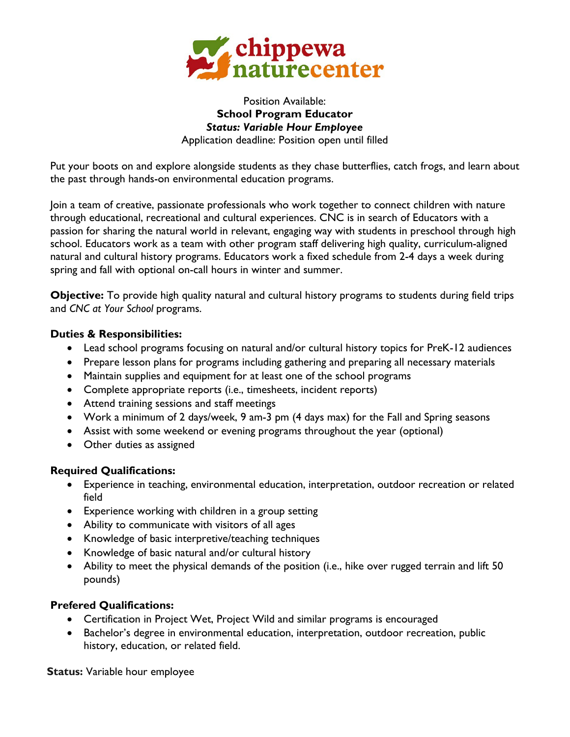chippewa naturecenter

Position Available:
**School Program Educator**
***Status: Variable Hour Employee***
Application deadline: Position open until filled

Put your boots on and explore alongside students as they chase butterflies, catch frogs, and learn about the past through hands-on environmental education programs.

Join a team of creative, passionate professionals who work together to connect children with nature through educational, recreational and cultural experiences. CNC is in search of Educators with a passion for sharing the natural world in relevant, engaging way with students in preschool through high school. Educators work as a team with other program staff delivering high quality, curriculum-aligned natural and cultural history programs. Educators work a fixed schedule from 2-4 days a week during spring and fall with optional on-call hours in winter and summer.

**Objective:** To provide high quality natural and cultural history programs to students during field trips and *CNC at Your School* programs.

**Duties & Responsibilities:**

- Lead school programs focusing on natural and/or cultural history topics for PreK-12 audiences
- Prepare lesson plans for programs including gathering and preparing all necessary materials
- Maintain supplies and equipment for at least one of the school programs
- Complete appropriate reports (i.e., timesheets, incident reports)
- Attend training sessions and staff meetings
- Work a minimum of 2 days/week, 9 am-3 pm (4 days max) for the Fall and Spring seasons
- Assist with some weekend or evening programs throughout the year (optional)
- Other duties as assigned

**Required Qualifications:**

- Experience in teaching, environmental education, interpretation, outdoor recreation or related field
- Experience working with children in a group setting
- Ability to communicate with visitors of all ages
- Knowledge of basic interpretive/teaching techniques
- Knowledge of basic natural and/or cultural history
- Ability to meet the physical demands of the position (i.e., hike over rugged terrain and lift 50 pounds)

**Prefered Qualifications:**

- Certification in Project Wet, Project Wild and similar programs is encouraged
- Bachelor's degree in environmental education, interpretation, outdoor recreation, public history, education, or related field.

**Status:** Variable hour employee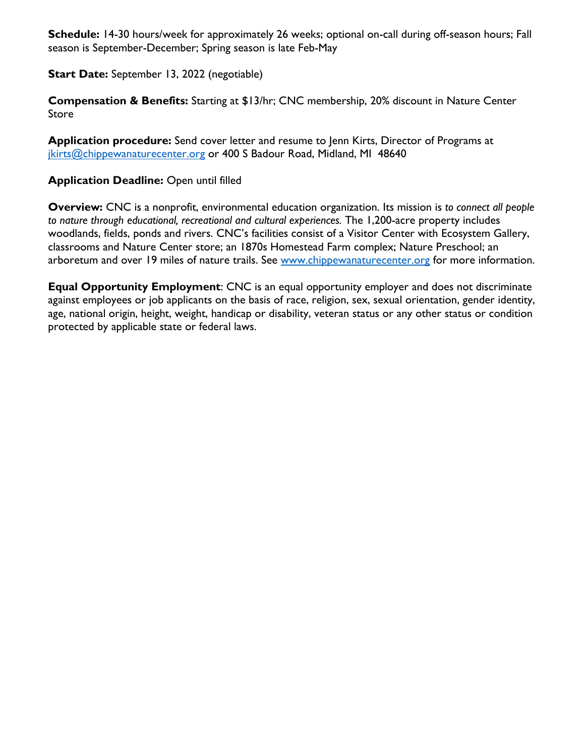**Schedule:** 14-30 hours/week for approximately 26 weeks; optional on-call during off-season hours; Fall season is September-December; Spring season is late Feb-May

**Start Date:** September 13, 2022 (negotiable)

**Compensation & Benefits:** Starting at $13/hr; CNC membership, 20% discount in Nature Center Store

**Application procedure:** Send cover letter and resume to Jenn Kirts, Director of Programs at [jkirts@chippewanaturecenter.org](mailto:jkirts@chippewanaturecenter.org) or 400 S Badour Road, Midland, MI 48640

**Application Deadline:** Open until filled

**Overview:** CNC is a nonprofit, environmental education organization. Its mission is *to connect all people to nature through educational, recreational and cultural experiences.* The 1,200-acre property includes woodlands, fields, ponds and rivers. CNC's facilities consist of a Visitor Center with Ecosystem Gallery, classrooms and Nature Center store; an 1870s Homestead Farm complex; Nature Preschool; an arboretum and over 19 miles of nature trails. See [www.chippewanaturecenter.org](http://www.chippewanaturecenter.org) for more information.

**Equal Opportunity Employment**: CNC is an equal opportunity employer and does not discriminate against employees or job applicants on the basis of race, religion, sex, sexual orientation, gender identity, age, national origin, height, weight, handicap or disability, veteran status or any other status or condition protected by applicable state or federal laws.